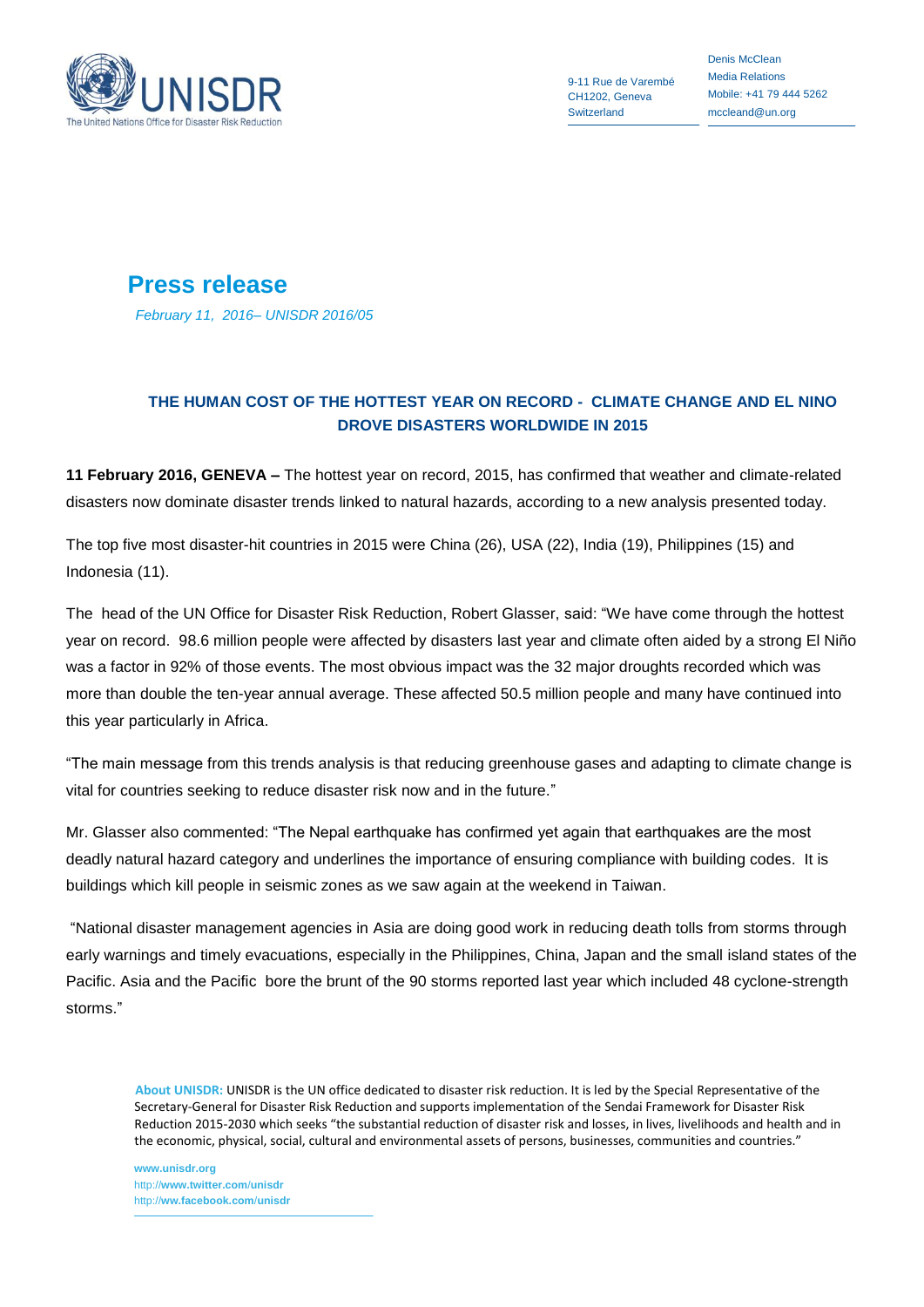UNISDR
The United Nations Office for Disaster Risk Reduction

9-11 Rue de Varembé
CH1202, Geneva
Switzerland

Denis McClean
Media Relations
Mobile: +41 79 444 5262
mccleand@un.org

# Press release

*February 11, 2016– UNISDR 2016/05*

## THE HUMAN COST OF THE HOTTEST YEAR ON RECORD - CLIMATE CHANGE AND EL NINO DROVE DISASTERS WORLDWIDE IN 2015

**11 February 2016, GENEVA –** The hottest year on record, 2015, has confirmed that weather and climate-related disasters now dominate disaster trends linked to natural hazards, according to a new analysis presented today.

The top five most disaster-hit countries in 2015 were China (26), USA (22), India (19), Philippines (15) and Indonesia (11).

The head of the UN Office for Disaster Risk Reduction, Robert Glasser, said: "We have come through the hottest year on record. 98.6 million people were affected by disasters last year and climate often aided by a strong El Niño was a factor in 92% of those events. The most obvious impact was the 32 major droughts recorded which was more than double the ten-year annual average. These affected 50.5 million people and many have continued into this year particularly in Africa.

"The main message from this trends analysis is that reducing greenhouse gases and adapting to climate change is vital for countries seeking to reduce disaster risk now and in the future."

Mr. Glasser also commented: "The Nepal earthquake has confirmed yet again that earthquakes are the most deadly natural hazard category and underlines the importance of ensuring compliance with building codes. It is buildings which kill people in seismic zones as we saw again at the weekend in Taiwan.

"National disaster management agencies in Asia are doing good work in reducing death tolls from storms through early warnings and timely evacuations, especially in the Philippines, China, Japan and the small island states of the Pacific. Asia and the Pacific bore the brunt of the 90 storms reported last year which included 48 cyclone-strength storms."

**About UNISDR:** UNISDR is the UN office dedicated to disaster risk reduction. It is led by the Special Representative of the Secretary-General for Disaster Risk Reduction and supports implementation of the Sendai Framework for Disaster Risk Reduction 2015-2030 which seeks "the substantial reduction of disaster risk and losses, in lives, livelihoods and health and in the economic, physical, social, cultural and environmental assets of persons, businesses, communities and countries."

www.unisdr.org
http://www.twitter.com/unisdr
http://ww.facebook.com/unisdr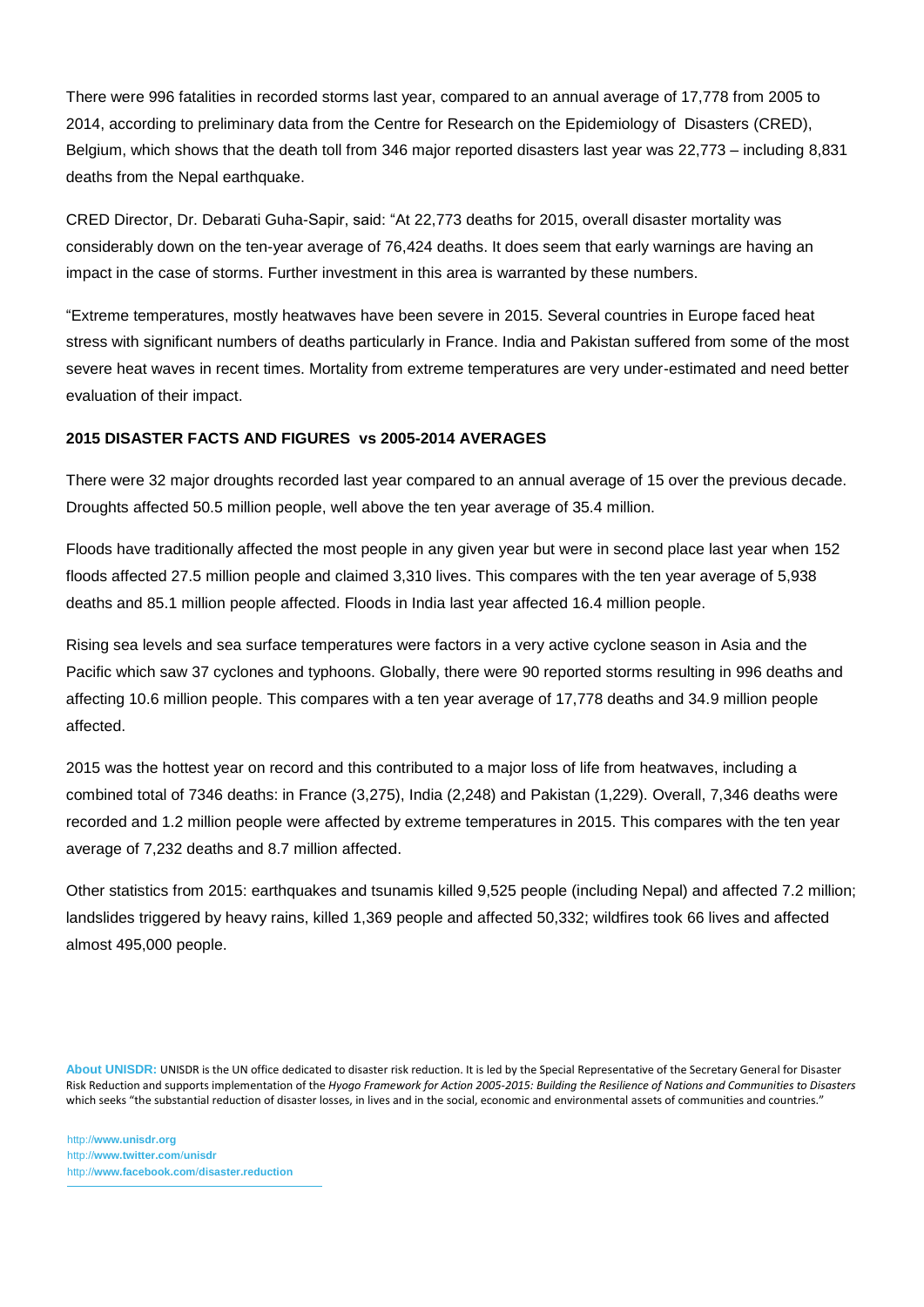There were 996 fatalities in recorded storms last year, compared to an annual average of 17,778 from 2005 to 2014, according to preliminary data from the Centre for Research on the Epidemiology of Disasters (CRED), Belgium, which shows that the death toll from 346 major reported disasters last year was 22,773 – including 8,831 deaths from the Nepal earthquake.

CRED Director, Dr. Debarati Guha-Sapir, said: “At 22,773 deaths for 2015, overall disaster mortality was considerably down on the ten-year average of 76,424 deaths. It does seem that early warnings are having an impact in the case of storms. Further investment in this area is warranted by these numbers.

“Extreme temperatures, mostly heatwaves have been severe in 2015. Several countries in Europe faced heat stress with significant numbers of deaths particularly in France. India and Pakistan suffered from some of the most severe heat waves in recent times. Mortality from extreme temperatures are very under-estimated and need better evaluation of their impact.

**2015 DISASTER FACTS AND FIGURES vs 2005-2014 AVERAGES**

There were 32 major droughts recorded last year compared to an annual average of 15 over the previous decade. Droughts affected 50.5 million people, well above the ten year average of 35.4 million.

Floods have traditionally affected the most people in any given year but were in second place last year when 152 floods affected 27.5 million people and claimed 3,310 lives. This compares with the ten year average of 5,938 deaths and 85.1 million people affected. Floods in India last year affected 16.4 million people.

Rising sea levels and sea surface temperatures were factors in a very active cyclone season in Asia and the Pacific which saw 37 cyclones and typhoons. Globally, there were 90 reported storms resulting in 996 deaths and affecting 10.6 million people. This compares with a ten year average of 17,778 deaths and 34.9 million people affected.

2015 was the hottest year on record and this contributed to a major loss of life from heatwaves, including a combined total of 7346 deaths: in France (3,275), India (2,248) and Pakistan (1,229). Overall, 7,346 deaths were recorded and 1.2 million people were affected by extreme temperatures in 2015. This compares with the ten year average of 7,232 deaths and 8.7 million affected.

Other statistics from 2015: earthquakes and tsunamis killed 9,525 people (including Nepal) and affected 7.2 million; landslides triggered by heavy rains, killed 1,369 people and affected 50,332; wildfires took 66 lives and affected almost 495,000 people.

**About UNISDR:** UNISDR is the UN office dedicated to disaster risk reduction. It is led by the Special Representative of the Secretary General for Disaster Risk Reduction and supports implementation of the *Hyogo Framework for Action 2005-2015: Building the Resilience of Nations and Communities to Disasters* which seeks “the substantial reduction of disaster losses, in lives and in the social, economic and environmental assets of communities and countries.”

http://**www.unisdr.org**
http://**www.twitter.com/unisdr**
http://**www.facebook.com/disaster.reduction**